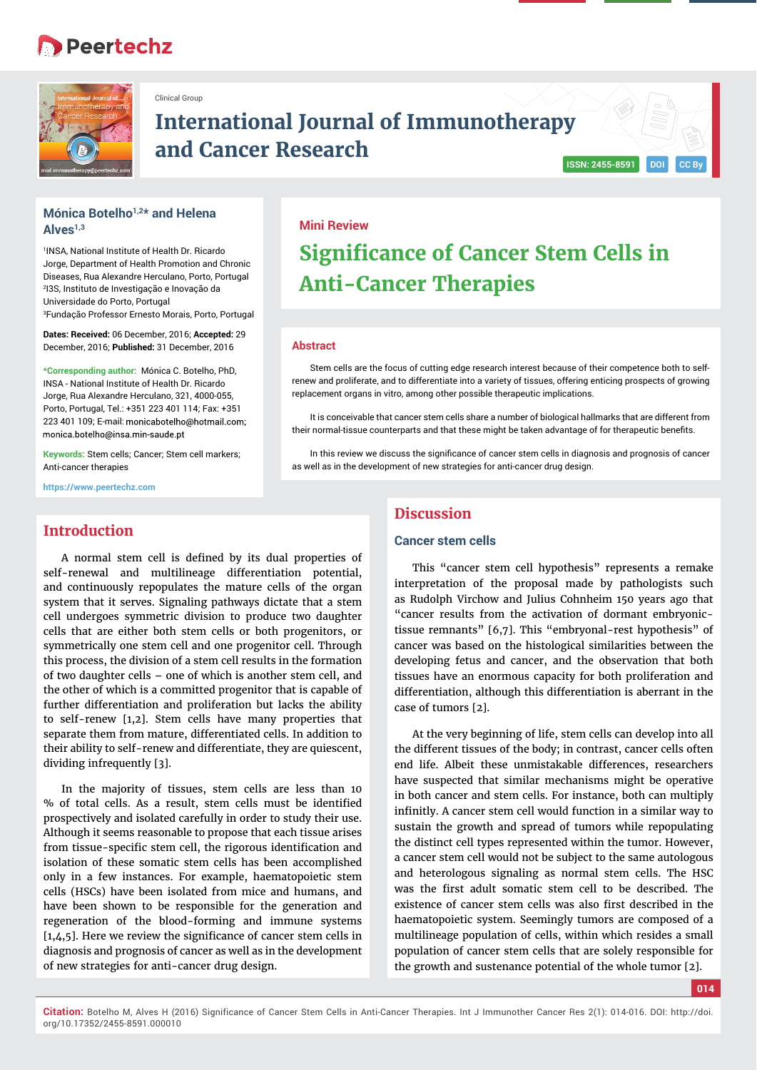Clinical Group

# International Journal of Immunotherapy and Cancer Research

ISSN: 2455-8591 DOI CC By

**Mónica Botelho[1,2]* and Helena Alves[1,3]**

[1]INSA, National Institute of Health Dr. Ricardo Jorge, Department of Health Promotion and Chronic Diseases, Rua Alexandre Herculano, Porto, Portugal
[2]I3S, Instituto de Investigação e Inovação da Universidade do Porto, Portugal
[3]Fundação Professor Ernesto Morais, Porto, Portugal

**Dates: Received:** 06 December, 2016; **Accepted:** 29 December, 2016; **Published:** 31 December, 2016

***Corresponding author:** Mónica C. Botelho, PhD, INSA - National Institute of Health Dr. Ricardo Jorge, Rua Alexandre Herculano, 321, 4000-055, Porto, Portugal, Tel.: +351 223 401 114; Fax: +351 223 401 109; E-mail: monicabotelho@hotmail.com; monica.botelho@insa.min-saude.pt

**Keywords:** Stem cells; Cancer; Stem cell markers; Anti-cancer therapies

https://www.peertechz.com

**Mini Review**

# Significance of Cancer Stem Cells in Anti-Cancer Therapies

## Abstract

Stem cells are the focus of cutting edge research interest because of their competence both to self-renew and proliferate, and to differentiate into a variety of tissues, offering enticing prospects of growing replacement organs in vitro, among other possible therapeutic implications.

It is conceivable that cancer stem cells share a number of biological hallmarks that are different from their normal-tissue counterparts and that these might be taken advantage of for therapeutic benefits.

In this review we discuss the significance of cancer stem cells in diagnosis and prognosis of cancer as well as in the development of new strategies for anti-cancer drug design.

## Introduction

A normal stem cell is defined by its dual properties of self-renewal and multilineage differentiation potential, and continuously repopulates the mature cells of the organ system that it serves. Signaling pathways dictate that a stem cell undergoes symmetric division to produce two daughter cells that are either both stem cells or both progenitors, or symmetrically one stem cell and one progenitor cell. Through this process, the division of a stem cell results in the formation of two daughter cells – one of which is another stem cell, and the other of which is a committed progenitor that is capable of further differentiation and proliferation but lacks the ability to self-renew [1,2]. Stem cells have many properties that separate them from mature, differentiated cells. In addition to their ability to self-renew and differentiate, they are quiescent, dividing infrequently [3].

In the majority of tissues, stem cells are less than 10 % of total cells. As a result, stem cells must be identified prospectively and isolated carefully in order to study their use. Although it seems reasonable to propose that each tissue arises from tissue-specific stem cell, the rigorous identification and isolation of these somatic stem cells has been accomplished only in a few instances. For example, haematopoietic stem cells (HSCs) have been isolated from mice and humans, and have been shown to be responsible for the generation and regeneration of the blood-forming and immune systems [1,4,5]. Here we review the significance of cancer stem cells in diagnosis and prognosis of cancer as well as in the development of new strategies for anti-cancer drug design.

## Discussion

### Cancer stem cells

This "cancer stem cell hypothesis" represents a remake interpretation of the proposal made by pathologists such as Rudolph Virchow and Julius Cohnheim 150 years ago that "cancer results from the activation of dormant embryonic-tissue remnants" [6,7]. This "embryonal-rest hypothesis" of cancer was based on the histological similarities between the developing fetus and cancer, and the observation that both tissues have an enormous capacity for both proliferation and differentiation, although this differentiation is aberrant in the case of tumors [2].

At the very beginning of life, stem cells can develop into all the different tissues of the body; in contrast, cancer cells often end life. Albeit these unmistakable differences, researchers have suspected that similar mechanisms might be operative in both cancer and stem cells. For instance, both can multiply infinitly. A cancer stem cell would function in a similar way to sustain the growth and spread of tumors while repopulating the distinct cell types represented within the tumor. However, a cancer stem cell would not be subject to the same autologous and heterologous signaling as normal stem cells. The HSC was the first adult somatic stem cell to be described. The existence of cancer stem cells was also first described in the haematopoietic system. Seemingly tumors are composed of a multilineage population of cells, within which resides a small population of cancer stem cells that are solely responsible for the growth and sustenance potential of the whole tumor [2].

**Citation:** Botelho M, Alves H (2016) Significance of Cancer Stem Cells in Anti-Cancer Therapies. Int J Immunother Cancer Res 2(1): 014-016. DOI: http://doi.org/10.17352/2455-8591.000010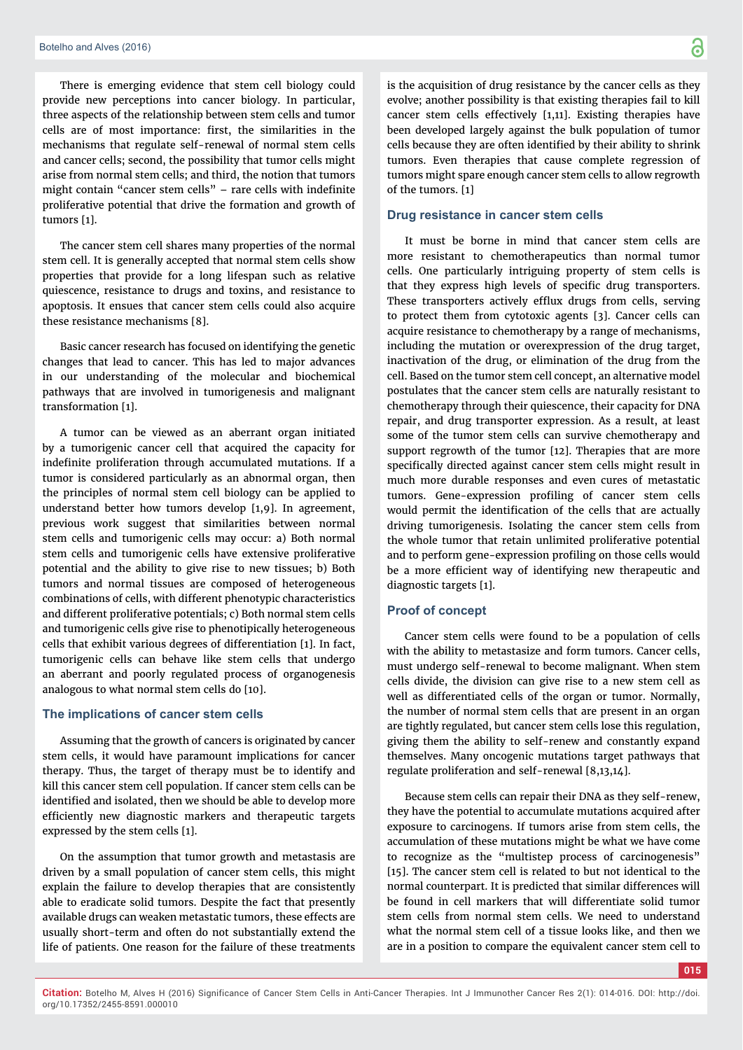There is emerging evidence that stem cell biology could provide new perceptions into cancer biology. In particular, three aspects of the relationship between stem cells and tumor cells are of most importance: first, the similarities in the mechanisms that regulate self-renewal of normal stem cells and cancer cells; second, the possibility that tumor cells might arise from normal stem cells; and third, the notion that tumors might contain "cancer stem cells" – rare cells with indefinite proliferative potential that drive the formation and growth of tumors [1].

The cancer stem cell shares many properties of the normal stem cell. It is generally accepted that normal stem cells show properties that provide for a long lifespan such as relative quiescence, resistance to drugs and toxins, and resistance to apoptosis. It ensues that cancer stem cells could also acquire these resistance mechanisms [8].

Basic cancer research has focused on identifying the genetic changes that lead to cancer. This has led to major advances in our understanding of the molecular and biochemical pathways that are involved in tumorigenesis and malignant transformation [1].

A tumor can be viewed as an aberrant organ initiated by a tumorigenic cancer cell that acquired the capacity for indefinite proliferation through accumulated mutations. If a tumor is considered particularly as an abnormal organ, then the principles of normal stem cell biology can be applied to understand better how tumors develop [1,9]. In agreement, previous work suggest that similarities between normal stem cells and tumorigenic cells may occur: a) Both normal stem cells and tumorigenic cells have extensive proliferative potential and the ability to give rise to new tissues; b) Both tumors and normal tissues are composed of heterogeneous combinations of cells, with different phenotypic characteristics and different proliferative potentials; c) Both normal stem cells and tumorigenic cells give rise to phenotipically heterogeneous cells that exhibit various degrees of differentiation [1]. In fact, tumorigenic cells can behave like stem cells that undergo an aberrant and poorly regulated process of organogenesis analogous to what normal stem cells do [10].

## The implications of cancer stem cells

Assuming that the growth of cancers is originated by cancer stem cells, it would have paramount implications for cancer therapy. Thus, the target of therapy must be to identify and kill this cancer stem cell population. If cancer stem cells can be identified and isolated, then we should be able to develop more efficiently new diagnostic markers and therapeutic targets expressed by the stem cells [1].

On the assumption that tumor growth and metastasis are driven by a small population of cancer stem cells, this might explain the failure to develop therapies that are consistently able to eradicate solid tumors. Despite the fact that presently available drugs can weaken metastatic tumors, these effects are usually short-term and often do not substantially extend the life of patients. One reason for the failure of these treatments is the acquisition of drug resistance by the cancer cells as they evolve; another possibility is that existing therapies fail to kill cancer stem cells effectively [1,11]. Existing therapies have been developed largely against the bulk population of tumor cells because they are often identified by their ability to shrink tumors. Even therapies that cause complete regression of tumors might spare enough cancer stem cells to allow regrowth of the tumors. [1]

## Drug resistance in cancer stem cells

It must be borne in mind that cancer stem cells are more resistant to chemotherapeutics than normal tumor cells. One particularly intriguing property of stem cells is that they express high levels of specific drug transporters. These transporters actively efflux drugs from cells, serving to protect them from cytotoxic agents [3]. Cancer cells can acquire resistance to chemotherapy by a range of mechanisms, including the mutation or overexpression of the drug target, inactivation of the drug, or elimination of the drug from the cell. Based on the tumor stem cell concept, an alternative model postulates that the cancer stem cells are naturally resistant to chemotherapy through their quiescence, their capacity for DNA repair, and drug transporter expression. As a result, at least some of the tumor stem cells can survive chemotherapy and support regrowth of the tumor [12]. Therapies that are more specifically directed against cancer stem cells might result in much more durable responses and even cures of metastatic tumors. Gene-expression profiling of cancer stem cells would permit the identification of the cells that are actually driving tumorigenesis. Isolating the cancer stem cells from the whole tumor that retain unlimited proliferative potential and to perform gene-expression profiling on those cells would be a more efficient way of identifying new therapeutic and diagnostic targets [1].

## Proof of concept

Cancer stem cells were found to be a population of cells with the ability to metastasize and form tumors. Cancer cells, must undergo self-renewal to become malignant. When stem cells divide, the division can give rise to a new stem cell as well as differentiated cells of the organ or tumor. Normally, the number of normal stem cells that are present in an organ are tightly regulated, but cancer stem cells lose this regulation, giving them the ability to self-renew and constantly expand themselves. Many oncogenic mutations target pathways that regulate proliferation and self-renewal [8,13,14].

Because stem cells can repair their DNA as they self-renew, they have the potential to accumulate mutations acquired after exposure to carcinogens. If tumors arise from stem cells, the accumulation of these mutations might be what we have come to recognize as the "multistep process of carcinogenesis" [15]. The cancer stem cell is related to but not identical to the normal counterpart. It is predicted that similar differences will be found in cell markers that will differentiate solid tumor stem cells from normal stem cells. We need to understand what the normal stem cell of a tissue looks like, and then we are in a position to compare the equivalent cancer stem cell to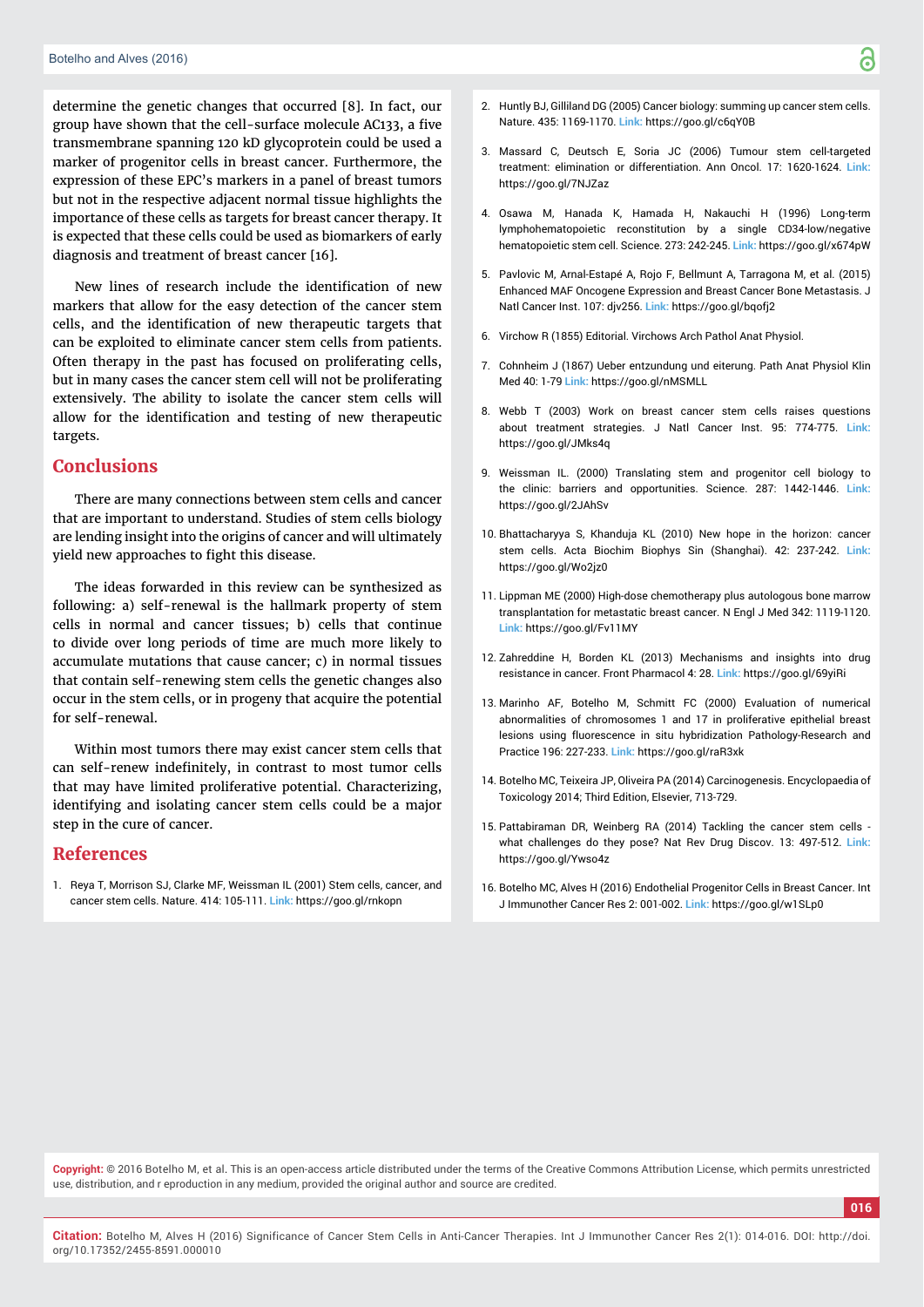determine the genetic changes that occurred [8]. In fact, our group have shown that the cell-surface molecule AC133, a five transmembrane spanning 120 kD glycoprotein could be used a marker of progenitor cells in breast cancer. Furthermore, the expression of these EPC's markers in a panel of breast tumors but not in the respective adjacent normal tissue highlights the importance of these cells as targets for breast cancer therapy. It is expected that these cells could be used as biomarkers of early diagnosis and treatment of breast cancer [16].

New lines of research include the identification of new markers that allow for the easy detection of the cancer stem cells, and the identification of new therapeutic targets that can be exploited to eliminate cancer stem cells from patients. Often therapy in the past has focused on proliferating cells, but in many cases the cancer stem cell will not be proliferating extensively. The ability to isolate the cancer stem cells will allow for the identification and testing of new therapeutic targets.

## Conclusions

There are many connections between stem cells and cancer that are important to understand. Studies of stem cells biology are lending insight into the origins of cancer and will ultimately yield new approaches to fight this disease.

The ideas forwarded in this review can be synthesized as following: a) self-renewal is the hallmark property of stem cells in normal and cancer tissues; b) cells that continue to divide over long periods of time are much more likely to accumulate mutations that cause cancer; c) in normal tissues that contain self-renewing stem cells the genetic changes also occur in the stem cells, or in progeny that acquire the potential for self-renewal.

Within most tumors there may exist cancer stem cells that can self-renew indefinitely, in contrast to most tumor cells that may have limited proliferative potential. Characterizing, identifying and isolating cancer stem cells could be a major step in the cure of cancer.

## References

1. Reya T, Morrison SJ, Clarke MF, Weissman IL (2001) Stem cells, cancer, and cancer stem cells. Nature. 414: 105-111. Link: https://goo.gl/rnkopn
2. Huntly BJ, Gilliland DG (2005) Cancer biology: summing up cancer stem cells. Nature. 435: 1169-1170. Link: https://goo.gl/c6qY0B
3. Massard C, Deutsch E, Soria JC (2006) Tumour stem cell-targeted treatment: elimination or differentiation. Ann Oncol. 17: 1620-1624. Link: https://goo.gl/7NJZaz
4. Osawa M, Hanada K, Hamada H, Nakauchi H (1996) Long-term lymphohematopoietic reconstitution by a single CD34-low/negative hematopoietic stem cell. Science. 273: 242-245. Link: https://goo.gl/x674pW
5. Pavlovic M, Arnal-Estapé A, Rojo F, Bellmunt A, Tarragona M, et al. (2015) Enhanced MAF Oncogene Expression and Breast Cancer Bone Metastasis. J Natl Cancer Inst. 107: djv256. Link: https://goo.gl/bqofj2
6. Virchow R (1855) Editorial. Virchows Arch Pathol Anat Physiol.
7. Cohnheim J (1867) Ueber entzundung und eiterung. Path Anat Physiol Klin Med 40: 1-79 Link: https://goo.gl/nMSMLL
8. Webb T (2003) Work on breast cancer stem cells raises questions about treatment strategies. J Natl Cancer Inst. 95: 774-775. Link: https://goo.gl/JMks4q
9. Weissman IL. (2000) Translating stem and progenitor cell biology to the clinic: barriers and opportunities. Science. 287: 1442-1446. Link: https://goo.gl/2JAhSv
10. Bhattacharyya S, Khanduja KL (2010) New hope in the horizon: cancer stem cells. Acta Biochim Biophys Sin (Shanghai). 42: 237-242. Link: https://goo.gl/Wo2jz0
11. Lippman ME (2000) High-dose chemotherapy plus autologous bone marrow transplantation for metastatic breast cancer. N Engl J Med 342: 1119-1120. Link: https://goo.gl/Fv11MY
12. Zahreddine H, Borden KL (2013) Mechanisms and insights into drug resistance in cancer. Front Pharmacol 4: 28. Link: https://goo.gl/69yiRi
13. Marinho AF, Botelho M, Schmitt FC (2000) Evaluation of numerical abnormalities of chromosomes 1 and 17 in proliferative epithelial breast lesions using fluorescence in situ hybridization Pathology-Research and Practice 196: 227-233. Link: https://goo.gl/raR3xk
14. Botelho MC, Teixeira JP, Oliveira PA (2014) Carcinogenesis. Encyclopaedia of Toxicology 2014; Third Edition, Elsevier, 713-729.
15. Pattabiraman DR, Weinberg RA (2014) Tackling the cancer stem cells - what challenges do they pose? Nat Rev Drug Discov. 13: 497-512. Link: https://goo.gl/Ywso4z
16. Botelho MC, Alves H (2016) Endothelial Progenitor Cells in Breast Cancer. Int J Immunother Cancer Res 2: 001-002. Link: https://goo.gl/w1SLp0

**Copyright:** © 2016 Botelho M, et al. This is an open-access article distributed under the terms of the Creative Commons Attribution License, which permits unrestricted use, distribution, and r eproduction in any medium, provided the original author and source are credited.